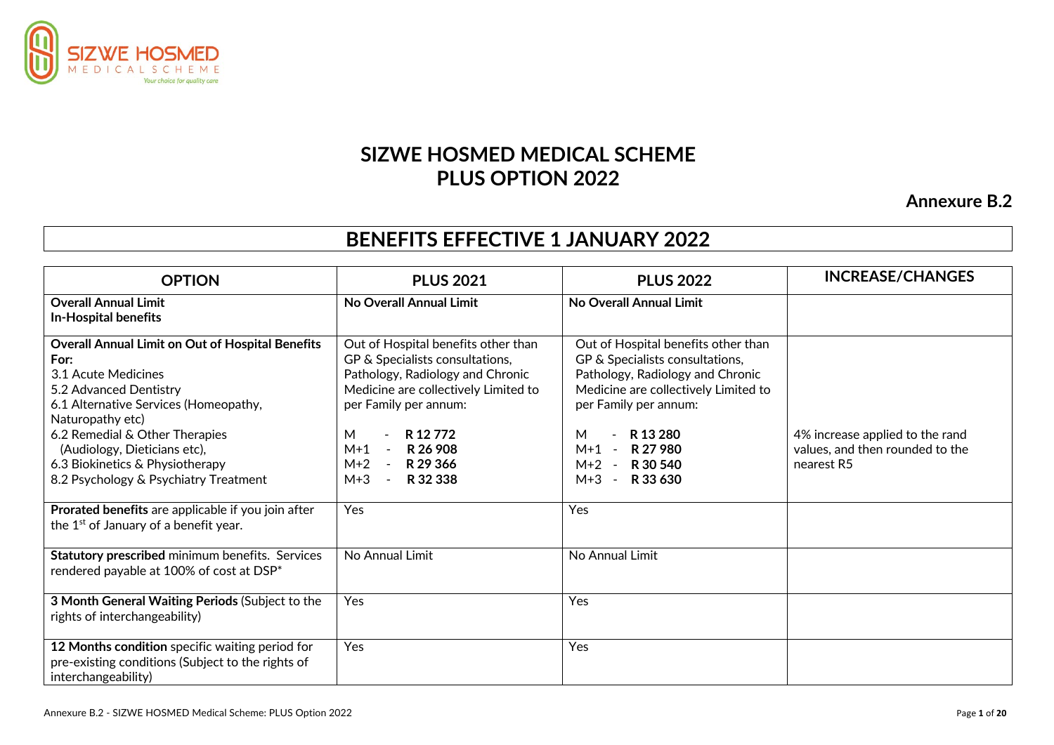# SIZWE HOSMED MEDICAL SCHEME
# PLUS OPTION 2022

**Annexure B.2**

## BENEFITS EFFECTIVE 1 JANUARY 2022

| OPTION | PLUS 2021 | PLUS 2022 | INCREASE/CHANGES |
|---|---|---|---|
| **Overall Annual Limit**<br>**In-Hospital benefits** | **No Overall Annual Limit** | **No Overall Annual Limit** | |
| **Overall Annual Limit on Out of Hospital Benefits For:**<br>3.1 Acute Medicines<br>5.2 Advanced Dentistry<br>6.1 Alternative Services (Homeopathy, Naturopathy etc)<br>6.2 Remedial & Other Therapies (Audiology, Dieticians etc),<br>6.3 Biokinetics & Physiotherapy<br>8.2 Psychology & Psychiatry Treatment | Out of Hospital benefits other than GP & Specialists consultations, Pathology, Radiology and Chronic Medicine are collectively Limited to per Family per annum:<br><br>M - **R 12 772**<br>M+1 - **R 26 908**<br>M+2 - **R 29 366**<br>M+3 - **R 32 338** | Out of Hospital benefits other than GP & Specialists consultations, Pathology, Radiology and Chronic Medicine are collectively Limited to per Family per annum:<br><br>M - **R 13 280**<br>M+1 - **R 27 980**<br>M+2 - **R 30 540**<br>M+3 - **R 33 630** | 4% increase applied to the rand values, and then rounded to the nearest R5 |
| **Prorated benefits** are applicable if you join after the 1st of January of a benefit year. | Yes | Yes | |
| **Statutory prescribed** minimum benefits. Services rendered payable at 100% of cost at DSP* | No Annual Limit | No Annual Limit | |
| **3 Month General Waiting Periods** (Subject to the rights of interchangeability) | Yes | Yes | |
| **12 Months condition** specific waiting period for pre-existing conditions (Subject to the rights of interchangeability) | Yes | Yes | |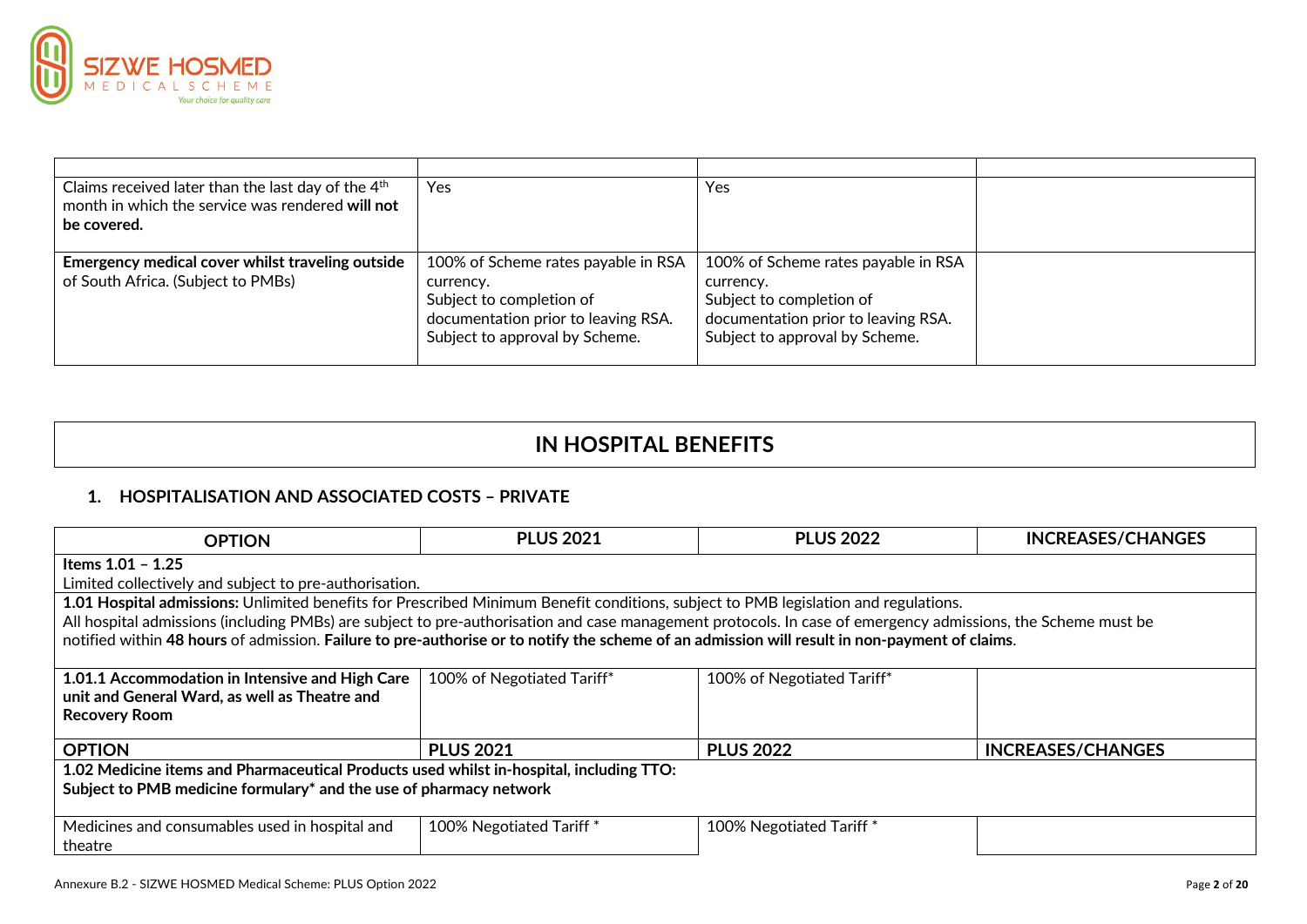| | | | |
|---|---|---|---|
| Claims received later than the last day of the 4th month in which the service was rendered **will not be covered.** | Yes | Yes | |
| **Emergency medical cover whilst traveling outside** of South Africa. (Subject to PMBs) | 100% of Scheme rates payable in RSA currency.<br>Subject to completion of documentation prior to leaving RSA.<br>Subject to approval by Scheme. | 100% of Scheme rates payable in RSA currency.<br>Subject to completion of documentation prior to leaving RSA.<br>Subject to approval by Scheme. | |

# IN HOSPITAL BENEFITS

## 1. HOSPITALISATION AND ASSOCIATED COSTS – PRIVATE

| OPTION | PLUS 2021 | PLUS 2022 | INCREASES/CHANGES |
|---|---|---|---|
| **Items 1.01 – 1.25**<br>Limited collectively and subject to pre-authorisation. | | | |
| **1.01 Hospital admissions:** Unlimited benefits for Prescribed Minimum Benefit conditions, subject to PMB legislation and regulations.<br>All hospital admissions (including PMBs) are subject to pre-authorisation and case management protocols. In case of emergency admissions, the Scheme must be notified within **48 hours** of admission. **Failure to pre-authorise or to notify the scheme of an admission will result in non-payment of claims**. | | | |
| **1.01.1 Accommodation in Intensive and High Care unit and General Ward, as well as Theatre and Recovery Room** | 100% of Negotiated Tariff* | 100% of Negotiated Tariff* | |
| **OPTION** | **PLUS 2021** | **PLUS 2022** | **INCREASES/CHANGES** |
| **1.02 Medicine items and Pharmaceutical Products used whilst in-hospital, including TTO:**<br>**Subject to PMB medicine formulary* and the use of pharmacy network** | | | |
| Medicines and consumables used in hospital and theatre | 100% Negotiated Tariff * | 100% Negotiated Tariff * | |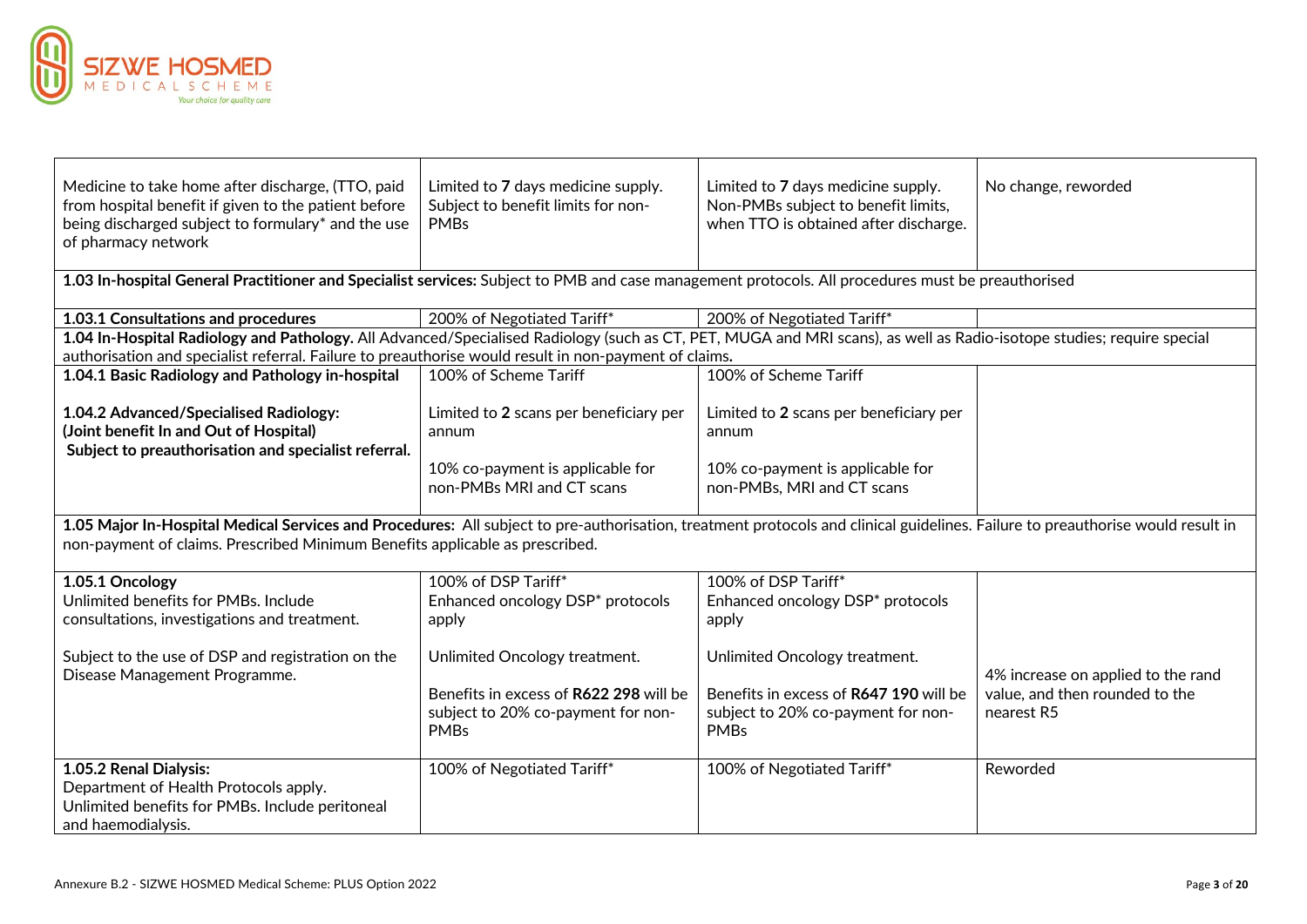| | | | |
|---|---|---|---|
| Medicine to take home after discharge, (TTO, paid from hospital benefit if given to the patient before being discharged subject to formulary* and the use of pharmacy network | Limited to **7** days medicine supply. Subject to benefit limits for non-PMBs | Limited to **7** days medicine supply. Non-PMBs subject to benefit limits, when TTO is obtained after discharge. | No change, reworded |
| **1.03 In-hospital General Practitioner and Specialist services:** Subject to PMB and case management protocols. All procedures must be preauthorised | | | |
| **1.03.1 Consultations and procedures** | 200% of Negotiated Tariff* | 200% of Negotiated Tariff* | |
| **1.04 In-Hospital Radiology and Pathology.** All Advanced/Specialised Radiology (such as CT, PET, MUGA and MRI scans), as well as Radio-isotope studies; require special authorisation and specialist referral. Failure to preauthorise would result in non-payment of claims. | | | |
| **1.04.1 Basic Radiology and Pathology in-hospital**<br><br>**1.04.2 Advanced/Specialised Radiology: (Joint benefit In and Out of Hospital) Subject to preauthorisation and specialist referral.** | 100% of Scheme Tariff<br><br>Limited to **2** scans per beneficiary per annum<br><br>10% co-payment is applicable for non-PMBs MRI and CT scans | 100% of Scheme Tariff<br><br>Limited to **2** scans per beneficiary per annum<br><br>10% co-payment is applicable for non-PMBs, MRI and CT scans | |
| **1.05 Major In-Hospital Medical Services and Procedures:** All subject to pre-authorisation, treatment protocols and clinical guidelines. Failure to preauthorise would result in non-payment of claims. Prescribed Minimum Benefits applicable as prescribed. | | | |
| **1.05.1 Oncology**<br>Unlimited benefits for PMBs. Include consultations, investigations and treatment.<br><br>Subject to the use of DSP and registration on the Disease Management Programme. | 100% of DSP Tariff*<br>Enhanced oncology DSP* protocols apply<br><br>Unlimited Oncology treatment.<br><br>Benefits in excess of **R622 298** will be subject to 20% co-payment for non-PMBs | 100% of DSP Tariff*<br>Enhanced oncology DSP* protocols apply<br><br>Unlimited Oncology treatment.<br><br>Benefits in excess of **R647 190** will be subject to 20% co-payment for non-PMBs | 4% increase on applied to the rand value, and then rounded to the nearest R5 |
| **1.05.2 Renal Dialysis:**<br>Department of Health Protocols apply.<br>Unlimited benefits for PMBs. Include peritoneal and haemodialysis. | 100% of Negotiated Tariff* | 100% of Negotiated Tariff* | Reworded |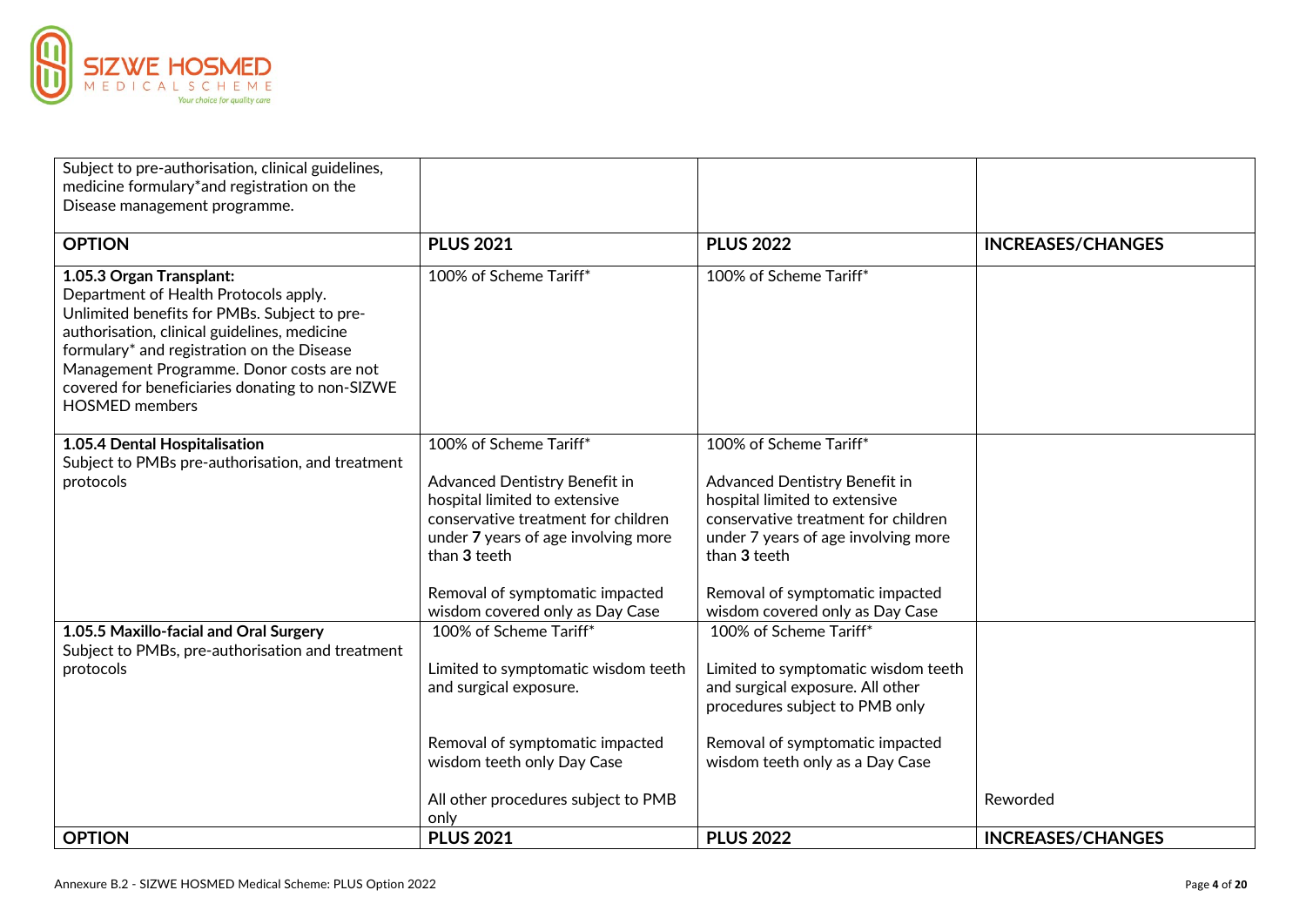| Subject to pre-authorisation, clinical guidelines, medicine formulary*and registration on the Disease management programme. | | | |
|---|---|---|---|
| **OPTION** | **PLUS 2021** | **PLUS 2022** | **INCREASES/CHANGES** |
| **1.05.3 Organ Transplant:**<br>Department of Health Protocols apply. Unlimited benefits for PMBs. Subject to pre-authorisation, clinical guidelines, medicine formulary* and registration on the Disease Management Programme. Donor costs are not covered for beneficiaries donating to non-SIZWE HOSMED members | 100% of Scheme Tariff* | 100% of Scheme Tariff* | |
| **1.05.4 Dental Hospitalisation**<br>Subject to PMBs pre-authorisation, and treatment protocols | 100% of Scheme Tariff*<br><br>Advanced Dentistry Benefit in hospital limited to extensive conservative treatment for children under **7** years of age involving more than **3** teeth<br><br>Removal of symptomatic impacted wisdom covered only as Day Case | 100% of Scheme Tariff*<br><br>Advanced Dentistry Benefit in hospital limited to extensive conservative treatment for children under 7 years of age involving more than **3** teeth<br><br>Removal of symptomatic impacted wisdom covered only as Day Case | |
| **1.05.5 Maxillo-facial and Oral Surgery**<br>Subject to PMBs, pre-authorisation and treatment protocols | 100% of Scheme Tariff*<br><br>Limited to symptomatic wisdom teeth and surgical exposure.<br><br>Removal of symptomatic impacted wisdom teeth only Day Case<br><br>All other procedures subject to PMB only | 100% of Scheme Tariff*<br><br>Limited to symptomatic wisdom teeth and surgical exposure. All other procedures subject to PMB only<br><br>Removal of symptomatic impacted wisdom teeth only as a Day Case | Reworded |
| **OPTION** | **PLUS 2021** | **PLUS 2022** | **INCREASES/CHANGES** |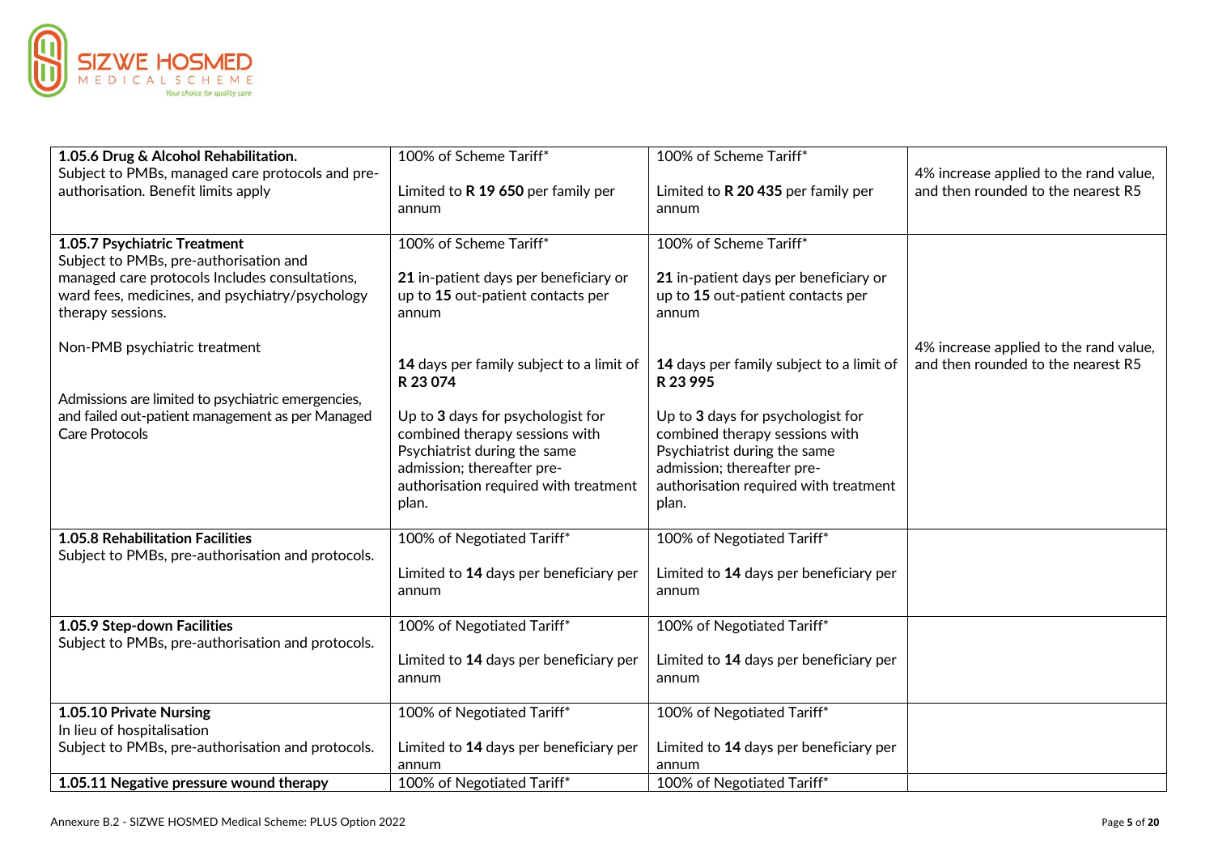| | | | |
|---|---|---|---|
| **1.05.6 Drug & Alcohol Rehabilitation.**<br>Subject to PMBs, managed care protocols and pre-authorisation. Benefit limits apply | 100% of Scheme Tariff*<br><br>Limited to **R 19 650** per family per annum | 100% of Scheme Tariff*<br><br>Limited to **R 20 435** per family per annum | 4% increase applied to the rand value, and then rounded to the nearest R5 |
| **1.05.7 Psychiatric Treatment**<br>Subject to PMBs, pre-authorisation and managed care protocols Includes consultations, ward fees, medicines, and psychiatry/psychology therapy sessions.<br><br>Non-PMB psychiatric treatment<br><br>Admissions are limited to psychiatric emergencies, and failed out-patient management as per Managed Care Protocols | 100% of Scheme Tariff*<br><br>**21** in-patient days per beneficiary or up to **15** out-patient contacts per annum<br><br>**14** days per family subject to a limit of R 23 074<br><br>Up to **3** days for psychologist for combined therapy sessions with Psychiatrist during the same admission; thereafter pre-authorisation required with treatment plan. | 100% of Scheme Tariff*<br><br>**21** in-patient days per beneficiary or up to **15** out-patient contacts per annum<br><br>**14** days per family subject to a limit of R 23 995<br><br>Up to **3** days for psychologist for combined therapy sessions with Psychiatrist during the same admission; thereafter pre-authorisation required with treatment plan. | 4% increase applied to the rand value, and then rounded to the nearest R5 |
| **1.05.8 Rehabilitation Facilities**<br>Subject to PMBs, pre-authorisation and protocols. | 100% of Negotiated Tariff*<br><br>Limited to **14** days per beneficiary per annum | 100% of Negotiated Tariff*<br><br>Limited to **14** days per beneficiary per annum | |
| **1.05.9 Step-down Facilities**<br>Subject to PMBs, pre-authorisation and protocols. | 100% of Negotiated Tariff*<br><br>Limited to **14** days per beneficiary per annum | 100% of Negotiated Tariff*<br><br>Limited to **14** days per beneficiary per annum | |
| **1.05.10 Private Nursing**<br>In lieu of hospitalisation<br>Subject to PMBs, pre-authorisation and protocols. | 100% of Negotiated Tariff*<br><br>Limited to **14** days per beneficiary per annum | 100% of Negotiated Tariff*<br><br>Limited to **14** days per beneficiary per annum | |
| **1.05.11 Negative pressure wound therapy** | 100% of Negotiated Tariff* | 100% of Negotiated Tariff* | |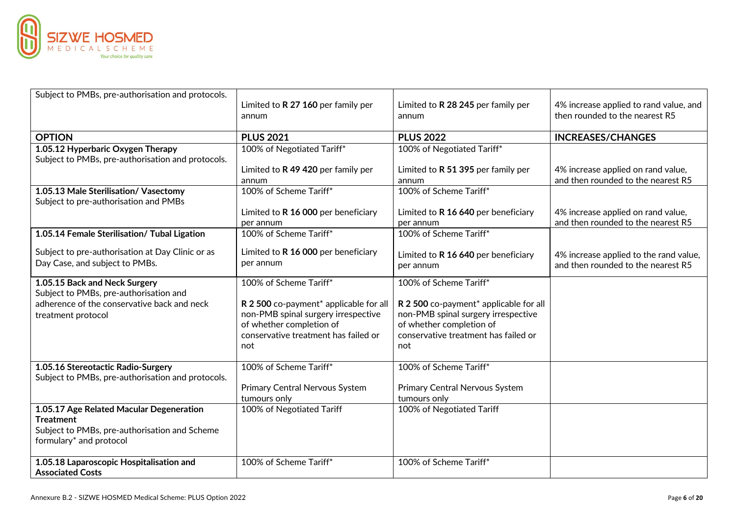| Subject to PMBs, pre-authorisation and protocols. | Limited to **R 27 160** per family per annum | Limited to **R 28 245** per family per annum | 4% increase applied to rand value, and then rounded to the nearest R5 |
|---|---|---|---|
| **OPTION** | **PLUS 2021** | **PLUS 2022** | **INCREASES/CHANGES** |
| **1.05.12 Hyperbaric Oxygen Therapy** Subject to PMBs, pre-authorisation and protocols. | 100% of Negotiated Tariff* <br><br> Limited to **R 49 420** per family per annum | 100% of Negotiated Tariff* <br><br> Limited to **R 51 395** per family per annum | 4% increase applied on rand value, and then rounded to the nearest R5 |
| **1.05.13 Male Sterilisation/ Vasectomy** Subject to pre-authorisation and PMBs | 100% of Scheme Tariff* <br><br> Limited to **R 16 000** per beneficiary per annum | 100% of Scheme Tariff* <br><br> Limited to **R 16 640** per beneficiary per annum | 4% increase applied on rand value, and then rounded to the nearest R5 |
| **1.05.14 Female Sterilisation/ Tubal Ligation** <br><br> Subject to pre-authorisation at Day Clinic or as Day Case, and subject to PMBs. | 100% of Scheme Tariff* <br><br> Limited to **R 16 000** per beneficiary per annum | 100% of Scheme Tariff* <br><br> Limited to **R 16 640** per beneficiary per annum | 4% increase applied to the rand value, and then rounded to the nearest R5 |
| **1.05.15 Back and Neck Surgery** Subject to PMBs, pre-authorisation and adherence of the conservative back and neck treatment protocol | 100% of Scheme Tariff* <br><br> **R 2 500** co-payment* applicable for all non-PMB spinal surgery irrespective of whether completion of conservative treatment has failed or not | 100% of Scheme Tariff* <br><br> **R 2 500** co-payment* applicable for all non-PMB spinal surgery irrespective of whether completion of conservative treatment has failed or not | |
| **1.05.16 Stereotactic Radio-Surgery** Subject to PMBs, pre-authorisation and protocols. | 100% of Scheme Tariff* <br><br> Primary Central Nervous System tumours only | 100% of Scheme Tariff* <br><br> Primary Central Nervous System tumours only | |
| **1.05.17 Age Related Macular Degeneration Treatment** Subject to PMBs, pre-authorisation and Scheme formulary* and protocol | 100% of Negotiated Tariff | 100% of Negotiated Tariff | |
| **1.05.18 Laparoscopic Hospitalisation and Associated Costs** | 100% of Scheme Tariff* | 100% of Scheme Tariff* | |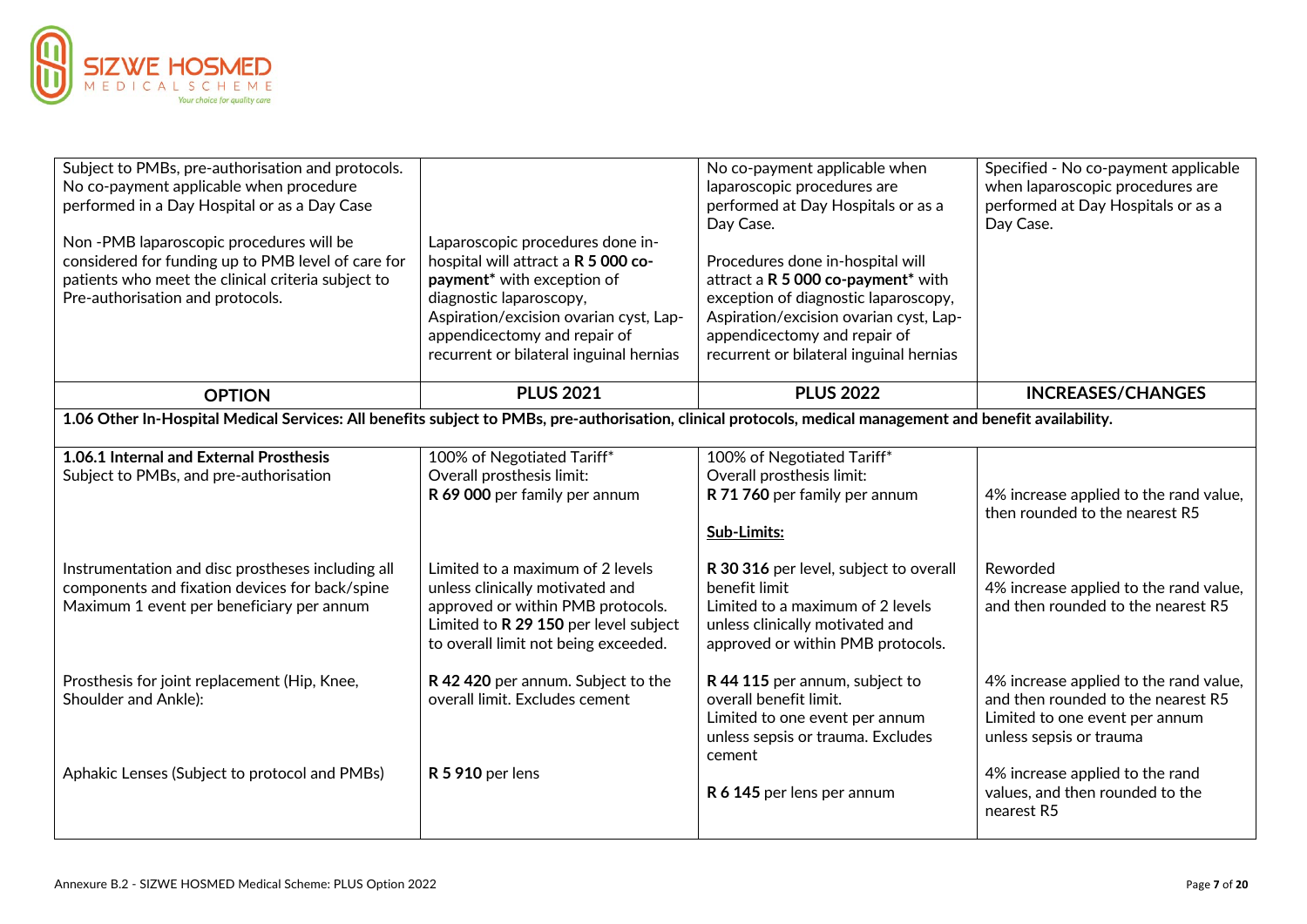| | | | |
|---|---|---|---|
| Subject to PMBs, pre-authorisation and protocols.<br>No co-payment applicable when procedure performed in a Day Hospital or as a Day Case<br><br>Non -PMB laparoscopic procedures will be considered for funding up to PMB level of care for patients who meet the clinical criteria subject to Pre-authorisation and protocols. | Laparoscopic procedures done in-hospital will attract a **R 5 000 co-payment*** with exception of diagnostic laparoscopy, Aspiration/excision ovarian cyst, Lap-appendicectomy and repair of recurrent or bilateral inguinal hernias | No co-payment applicable when laparoscopic procedures are performed at Day Hospitals or as a Day Case.<br><br>Procedures done in-hospital will attract a **R 5 000 co-payment*** with exception of diagnostic laparoscopy, Aspiration/excision ovarian cyst, Lap-appendicectomy and repair of recurrent or bilateral inguinal hernias | Specified - No co-payment applicable when laparoscopic procedures are performed at Day Hospitals or as a Day Case. |

| OPTION | PLUS 2021 | PLUS 2022 | INCREASES/CHANGES |
|---|---|---|---|
| **1.06 Other In-Hospital Medical Services: All benefits subject to PMBs, pre-authorisation, clinical protocols, medical management and benefit availability.** | | | |
| **1.06.1 Internal and External Prosthesis**<br>Subject to PMBs, and pre-authorisation | 100% of Negotiated Tariff*<br>Overall prosthesis limit:<br>**R 69 000** per family per annum | 100% of Negotiated Tariff*<br>Overall prosthesis limit:<br>**R 71 760** per family per annum<br><br>**Sub-Limits:** | 4% increase applied to the rand value, then rounded to the nearest R5 |
| Instrumentation and disc prostheses including all components and fixation devices for back/spine<br>Maximum 1 event per beneficiary per annum | Limited to a maximum of 2 levels unless clinically motivated and approved or within PMB protocols. Limited to **R 29 150** per level subject to overall limit not being exceeded. | **R 30 316** per level, subject to overall benefit limit<br>Limited to a maximum of 2 levels unless clinically motivated and approved or within PMB protocols. | Reworded<br>4% increase applied to the rand value, and then rounded to the nearest R5 |
| Prosthesis for joint replacement (Hip, Knee, Shoulder and Ankle): | **R 42 420** per annum. Subject to the overall limit. Excludes cement | **R 44 115** per annum, subject to overall benefit limit.<br>Limited to one event per annum unless sepsis or trauma. Excludes cement | 4% increase applied to the rand value, and then rounded to the nearest R5<br>Limited to one event per annum unless sepsis or trauma |
| Aphakic Lenses (Subject to protocol and PMBs) | **R 5 910** per lens | **R 6 145** per lens per annum | 4% increase applied to the rand values, and then rounded to the nearest R5 |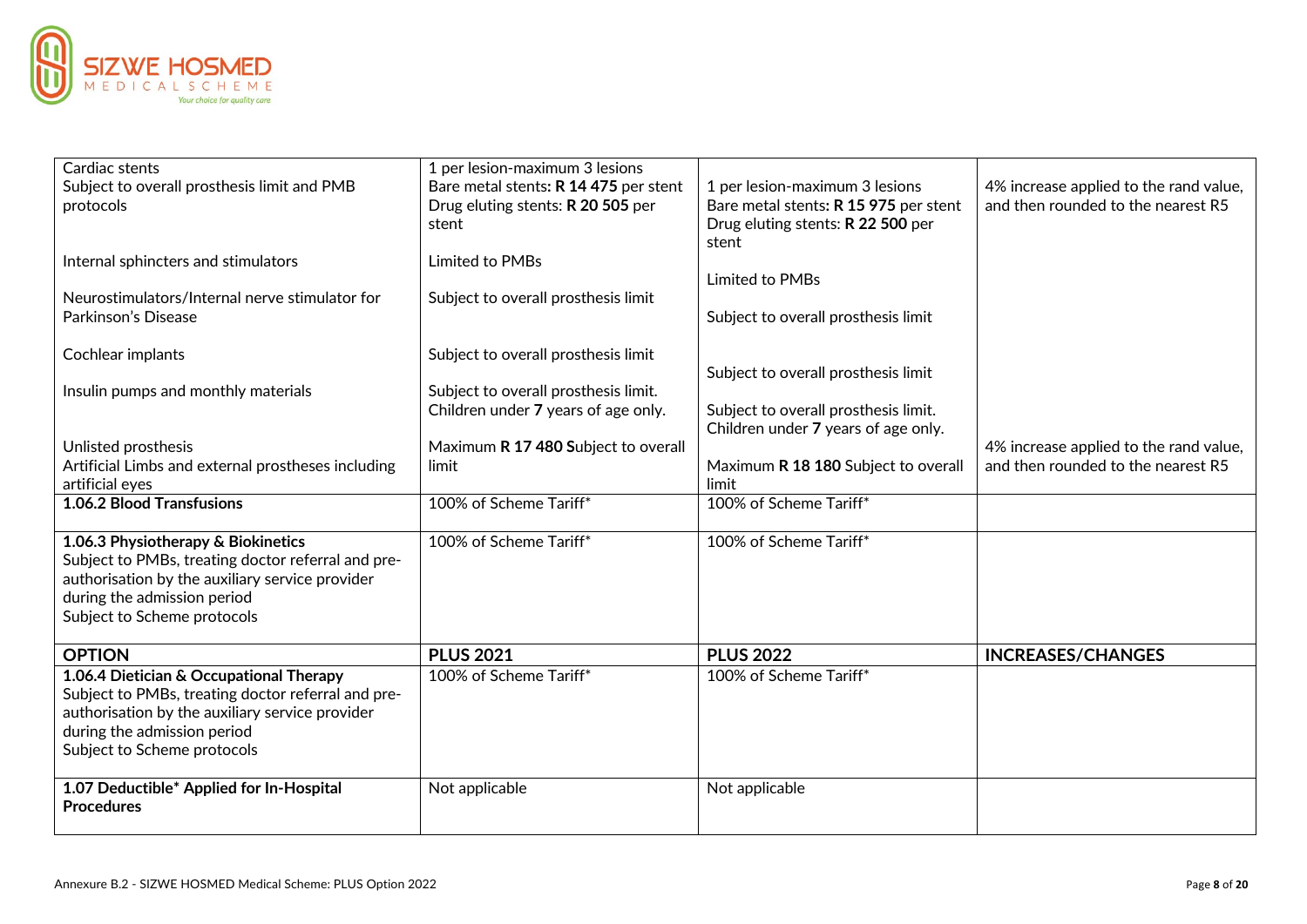| | | | |
|---|---|---|---|
| Cardiac stents<br>Subject to overall prosthesis limit and PMB protocols<br><br>Internal sphincters and stimulators<br><br>Neurostimulators/Internal nerve stimulator for Parkinson's Disease<br><br>Cochlear implants<br><br>Insulin pumps and monthly materials<br><br>Unlisted prosthesis<br>Artificial Limbs and external prostheses including artificial eyes | 1 per lesion-maximum 3 lesions<br>Bare metal stents: **R 14 475** per stent<br>Drug eluting stents: **R 20 505** per stent<br><br>Limited to PMBs<br><br>Subject to overall prosthesis limit<br><br>Subject to overall prosthesis limit<br><br>Subject to overall prosthesis limit.<br>Children under **7** years of age only.<br><br>Maximum **R 17 480 S**ubject to overall limit | 1 per lesion-maximum 3 lesions<br>Bare metal stents: **R 15 975** per stent<br>Drug eluting stents: **R 22 500** per stent<br><br>Limited to PMBs<br><br>Subject to overall prosthesis limit<br><br>Subject to overall prosthesis limit<br><br>Subject to overall prosthesis limit.<br>Children under **7** years of age only.<br><br>Maximum **R 18 180** Subject to overall limit | 4% increase applied to the rand value, and then rounded to the nearest R5<br><br><br><br><br><br><br><br><br><br>4% increase applied to the rand value, and then rounded to the nearest R5 |
| **1.06.2 Blood Transfusions** | 100% of Scheme Tariff* | 100% of Scheme Tariff* | |
| **1.06.3 Physiotherapy & Biokinetics**<br>Subject to PMBs, treating doctor referral and pre-authorisation by the auxiliary service provider during the admission period<br>Subject to Scheme protocols | 100% of Scheme Tariff* | 100% of Scheme Tariff* | |
| **OPTION** | **PLUS 2021** | **PLUS 2022** | **INCREASES/CHANGES** |
| **1.06.4 Dietician & Occupational Therapy**<br>Subject to PMBs, treating doctor referral and pre-authorisation by the auxiliary service provider during the admission period<br>Subject to Scheme protocols | 100% of Scheme Tariff* | 100% of Scheme Tariff* | |
| **1.07 Deductible* Applied for In-Hospital Procedures** | Not applicable | Not applicable | |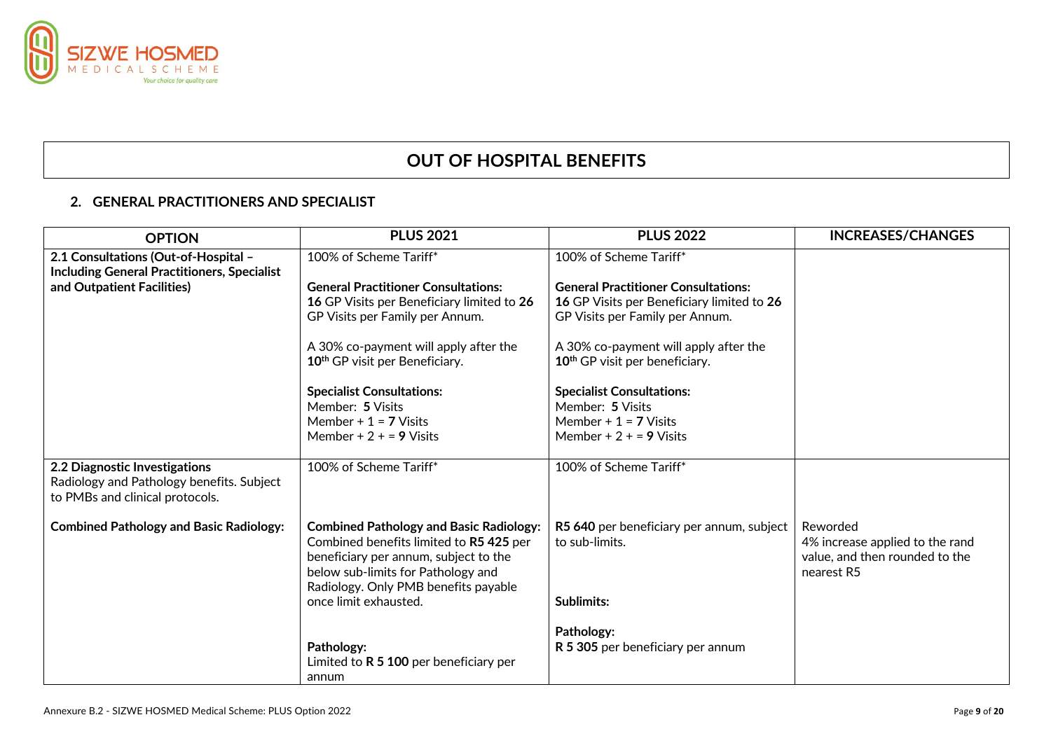# OUT OF HOSPITAL BENEFITS

## 2. GENERAL PRACTITIONERS AND SPECIALIST

| OPTION | PLUS 2021 | PLUS 2022 | INCREASES/CHANGES |
|---|---|---|---|
| **2.1 Consultations (Out-of-Hospital – Including General Practitioners, Specialist and Outpatient Facilities)** | 100% of Scheme Tariff*<br><br>**General Practitioner Consultations:**<br>**16** GP Visits per Beneficiary limited to **26** GP Visits per Family per Annum.<br><br>A 30% co-payment will apply after the **10th** GP visit per Beneficiary.<br><br>**Specialist Consultations:**<br>Member: **5** Visits<br>Member + 1 = **7** Visits<br>Member + 2 + = **9** Visits | 100% of Scheme Tariff*<br><br>**General Practitioner Consultations:**<br>**16** GP Visits per Beneficiary limited to **26** GP Visits per Family per Annum.<br><br>A 30% co-payment will apply after the **10th** GP visit per beneficiary.<br><br>**Specialist Consultations:**<br>Member: **5** Visits<br>Member + 1 = **7** Visits<br>Member + 2 + = **9** Visits | |
| **2.2 Diagnostic Investigations**<br>Radiology and Pathology benefits. Subject to PMBs and clinical protocols.<br><br>**Combined Pathology and Basic Radiology:** | 100% of Scheme Tariff*<br><br>**Combined Pathology and Basic Radiology:** Combined benefits limited to **R5 425** per beneficiary per annum, subject to the below sub-limits for Pathology and Radiology. Only PMB benefits payable once limit exhausted.<br><br>**Pathology:**<br>Limited to **R 5 100** per beneficiary per annum | 100% of Scheme Tariff*<br><br>**R5 640** per beneficiary per annum, subject to sub-limits.<br><br>**Sublimits:**<br><br>**Pathology:**<br>**R 5 305** per beneficiary per annum | Reworded<br>4% increase applied to the rand value, and then rounded to the nearest R5 |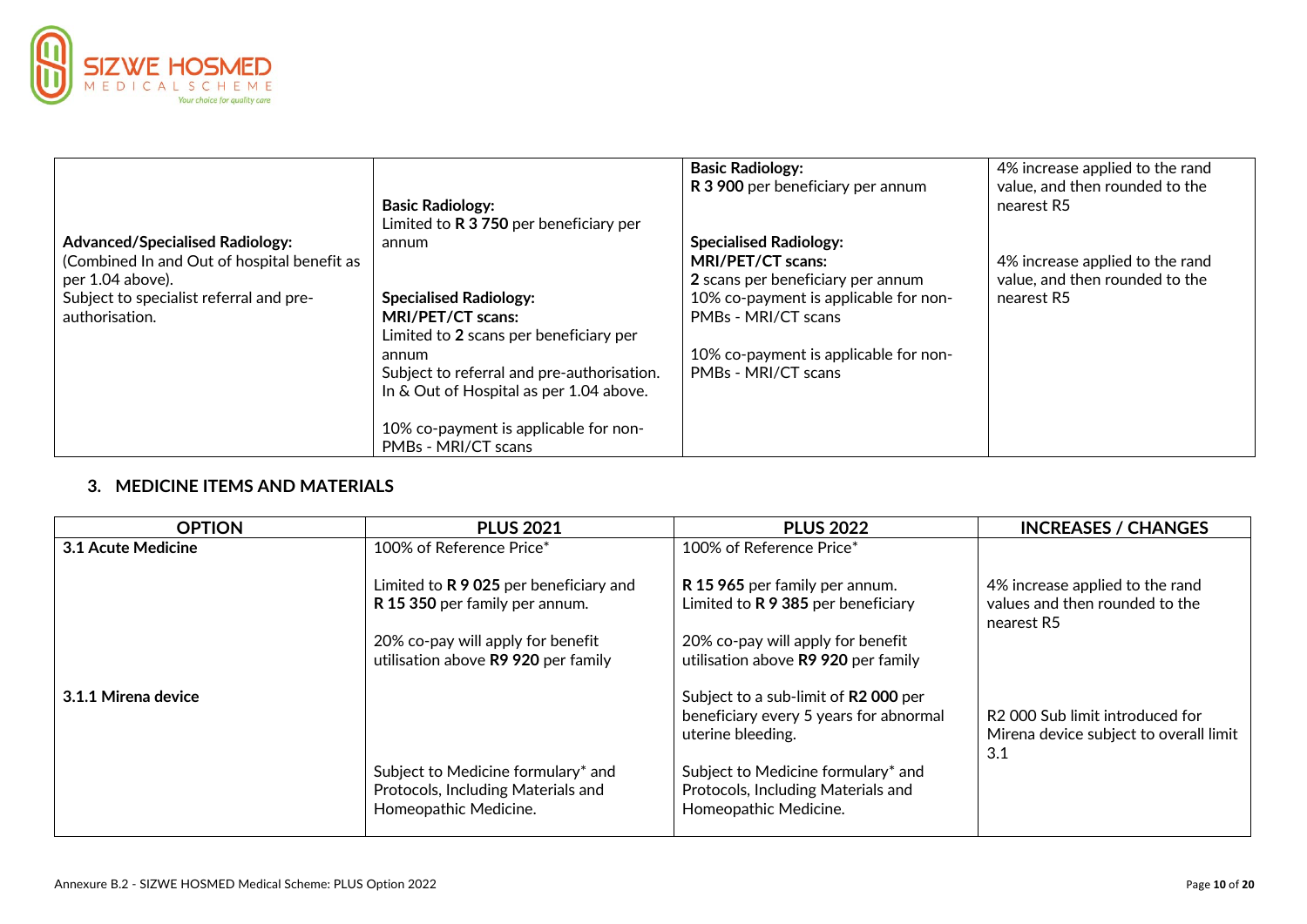| | | | |
|---|---|---|---|
| **Advanced/Specialised Radiology:**<br>(Combined In and Out of hospital benefit as per 1.04 above).<br>Subject to specialist referral and pre-authorisation. | **Basic Radiology:**<br>Limited to **R 3 750** per beneficiary per annum<br><br>**Specialised Radiology:**<br>**MRI/PET/CT scans:**<br>Limited to **2** scans per beneficiary per annum<br>Subject to referral and pre-authorisation.<br>In & Out of Hospital as per 1.04 above.<br><br>10% co-payment is applicable for non-PMBs - MRI/CT scans | **Basic Radiology:**<br>**R 3 900** per beneficiary per annum<br><br>**Specialised Radiology:**<br>**MRI/PET/CT scans:**<br>**2** scans per beneficiary per annum<br>10% co-payment is applicable for non-PMBs - MRI/CT scans<br><br>10% co-payment is applicable for non-PMBs - MRI/CT scans | 4% increase applied to the rand value, and then rounded to the nearest R5<br><br>4% increase applied to the rand value, and then rounded to the nearest R5 |

## 3. MEDICINE ITEMS AND MATERIALS

| OPTION | PLUS 2021 | PLUS 2022 | INCREASES / CHANGES |
|---|---|---|---|
| **3.1 Acute Medicine** | 100% of Reference Price*<br><br>Limited to **R 9 025** per beneficiary and **R 15 350** per family per annum.<br><br>20% co-pay will apply for benefit utilisation above **R9 920** per family | 100% of Reference Price*<br><br>**R 15 965** per family per annum.<br>Limited to **R 9 385** per beneficiary<br><br>20% co-pay will apply for benefit utilisation above **R9 920** per family | 4% increase applied to the rand values and then rounded to the nearest R5 |
| **3.1.1 Mirena device** | Subject to Medicine formulary* and Protocols, Including Materials and Homeopathic Medicine. | Subject to a sub-limit of **R2 000** per beneficiary every 5 years for abnormal uterine bleeding.<br><br>Subject to Medicine formulary* and Protocols, Including Materials and Homeopathic Medicine. | R2 000 Sub limit introduced for Mirena device subject to overall limit 3.1 |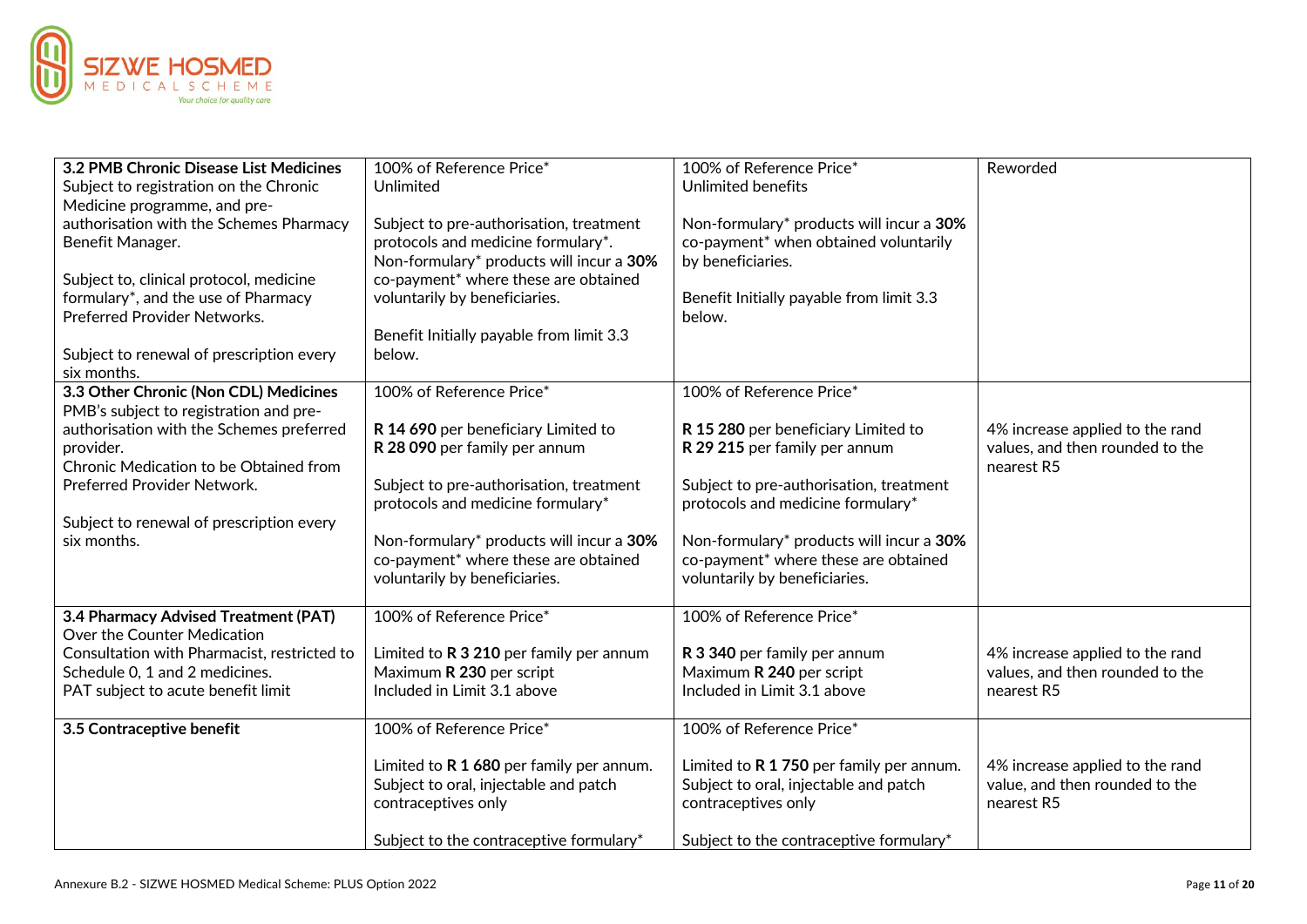| 3.2 PMB Chronic Disease List Medicines<br>Subject to registration on the Chronic Medicine programme, and pre-authorisation with the Schemes Pharmacy Benefit Manager.<br><br>Subject to, clinical protocol, medicine formulary*, and the use of Pharmacy Preferred Provider Networks.<br><br>Subject to renewal of prescription every six months. | 100% of Reference Price*<br>Unlimited<br><br>Subject to pre-authorisation, treatment protocols and medicine formulary*.<br>Non-formulary* products will incur a **30%** co-payment* where these are obtained voluntarily by beneficiaries.<br><br>Benefit Initially payable from limit 3.3 below. | 100% of Reference Price*<br>Unlimited benefits<br><br>Non-formulary* products will incur a **30%** co-payment* when obtained voluntarily by beneficiaries.<br><br>Benefit Initially payable from limit 3.3 below. | Reworded |
|---|---|---|---|
| **3.3 Other Chronic (Non CDL) Medicines**<br>PMB's subject to registration and pre-authorisation with the Schemes preferred provider.<br>Chronic Medication to be Obtained from Preferred Provider Network.<br><br>Subject to renewal of prescription every six months. | 100% of Reference Price*<br><br>**R 14 690** per beneficiary Limited to **R 28 090** per family per annum<br><br>Subject to pre-authorisation, treatment protocols and medicine formulary*<br><br>Non-formulary* products will incur a **30%** co-payment* where these are obtained voluntarily by beneficiaries. | 100% of Reference Price*<br><br>**R 15 280** per beneficiary Limited to **R 29 215** per family per annum<br><br>Subject to pre-authorisation, treatment protocols and medicine formulary*<br><br>Non-formulary* products will incur a **30%** co-payment* where these are obtained voluntarily by beneficiaries. | 4% increase applied to the rand values, and then rounded to the nearest R5 |
| **3.4 Pharmacy Advised Treatment (PAT)**<br>Over the Counter Medication<br>Consultation with Pharmacist, restricted to Schedule 0, 1 and 2 medicines.<br>PAT subject to acute benefit limit | 100% of Reference Price*<br><br>Limited to **R 3 210** per family per annum<br>Maximum **R 230** per script<br>Included in Limit 3.1 above | 100% of Reference Price*<br><br>**R 3 340** per family per annum<br>Maximum **R 240** per script<br>Included in Limit 3.1 above | 4% increase applied to the rand values, and then rounded to the nearest R5 |
| **3.5 Contraceptive benefit** | 100% of Reference Price*<br><br>Limited to **R 1 680** per family per annum.<br>Subject to oral, injectable and patch contraceptives only<br><br>Subject to the contraceptive formulary* | 100% of Reference Price*<br><br>Limited to **R 1 750** per family per annum.<br>Subject to oral, injectable and patch contraceptives only<br><br>Subject to the contraceptive formulary* | 4% increase applied to the rand value, and then rounded to the nearest R5 |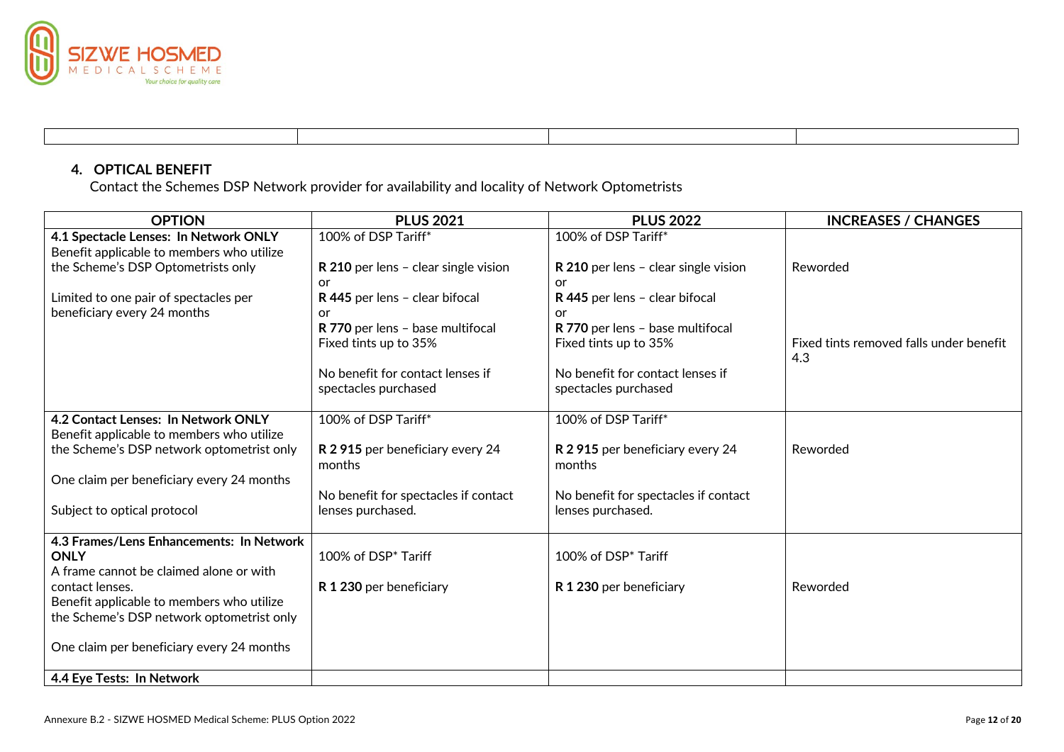## 4. OPTICAL BENEFIT

Contact the Schemes DSP Network provider for availability and locality of Network Optometrists

| OPTION | PLUS 2021 | PLUS 2022 | INCREASES / CHANGES |
|---|---|---|---|
| **4.1 Spectacle Lenses: In Network ONLY**<br>Benefit applicable to members who utilize the Scheme's DSP Optometrists only<br><br>Limited to one pair of spectacles per beneficiary every 24 months | 100% of DSP Tariff*<br><br>**R 210** per lens – clear single vision<br>or<br>**R 445** per lens – clear bifocal<br>or<br>**R 770** per lens – base multifocal<br>Fixed tints up to 35%<br><br>No benefit for contact lenses if spectacles purchased | 100% of DSP Tariff*<br><br>**R 210** per lens – clear single vision<br>or<br>**R 445** per lens – clear bifocal<br>or<br>**R 770** per lens – base multifocal<br>Fixed tints up to 35%<br><br>No benefit for contact lenses if spectacles purchased | Reworded<br><br>Fixed tints removed falls under benefit 4.3 |
| **4.2 Contact Lenses: In Network ONLY**<br>Benefit applicable to members who utilize the Scheme's DSP network optometrist only<br><br>One claim per beneficiary every 24 months<br><br>Subject to optical protocol | 100% of DSP Tariff*<br><br>**R 2 915** per beneficiary every 24 months<br><br>No benefit for spectacles if contact lenses purchased. | 100% of DSP Tariff*<br><br>**R 2 915** per beneficiary every 24 months<br><br>No benefit for spectacles if contact lenses purchased. | Reworded |
| **4.3 Frames/Lens Enhancements: In Network ONLY**<br>A frame cannot be claimed alone or with contact lenses.<br>Benefit applicable to members who utilize the Scheme's DSP network optometrist only<br><br>One claim per beneficiary every 24 months | 100% of DSP* Tariff<br><br>**R 1 230** per beneficiary | 100% of DSP* Tariff<br><br>**R 1 230** per beneficiary | Reworded |
| **4.4 Eye Tests: In Network** | | | |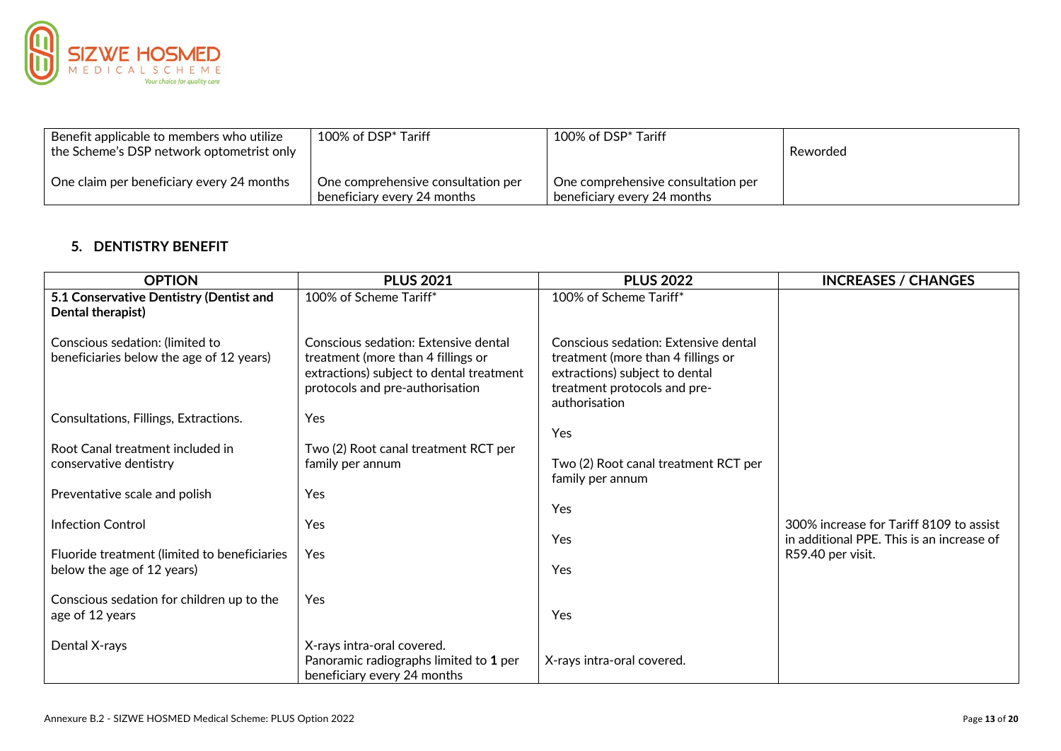| | | | |
|---|---|---|---|
| Benefit applicable to members who utilize the Scheme's DSP network optometrist only<br><br>One claim per beneficiary every 24 months | 100% of DSP* Tariff<br><br>One comprehensive consultation per beneficiary every 24 months | 100% of DSP* Tariff<br><br>One comprehensive consultation per beneficiary every 24 months | Reworded |

## 5. DENTISTRY BENEFIT

| OPTION | PLUS 2021 | PLUS 2022 | INCREASES / CHANGES |
|---|---|---|---|
| **5.1 Conservative Dentistry (Dentist and Dental therapist)** | 100% of Scheme Tariff* | 100% of Scheme Tariff* | |
| Conscious sedation: (limited to beneficiaries below the age of 12 years) | Conscious sedation: Extensive dental treatment (more than 4 fillings or extractions) subject to dental treatment protocols and pre-authorisation | Conscious sedation: Extensive dental treatment (more than 4 fillings or extractions) subject to dental treatment protocols and pre-authorisation | |
| Consultations, Fillings, Extractions. | Yes | Yes | |
| Root Canal treatment included in conservative dentistry | Two (2) Root canal treatment RCT per family per annum | Two (2) Root canal treatment RCT per family per annum | |
| Preventative scale and polish | Yes | Yes | |
| Infection Control | Yes | Yes | 300% increase for Tariff 8109 to assist in additional PPE. This is an increase of R59.40 per visit. |
| Fluoride treatment (limited to beneficiaries below the age of 12 years) | Yes | Yes | |
| Conscious sedation for children up to the age of 12 years | Yes | Yes | |
| Dental X-rays | X-rays intra-oral covered.<br>Panoramic radiographs limited to **1** per beneficiary every 24 months | X-rays intra-oral covered. | |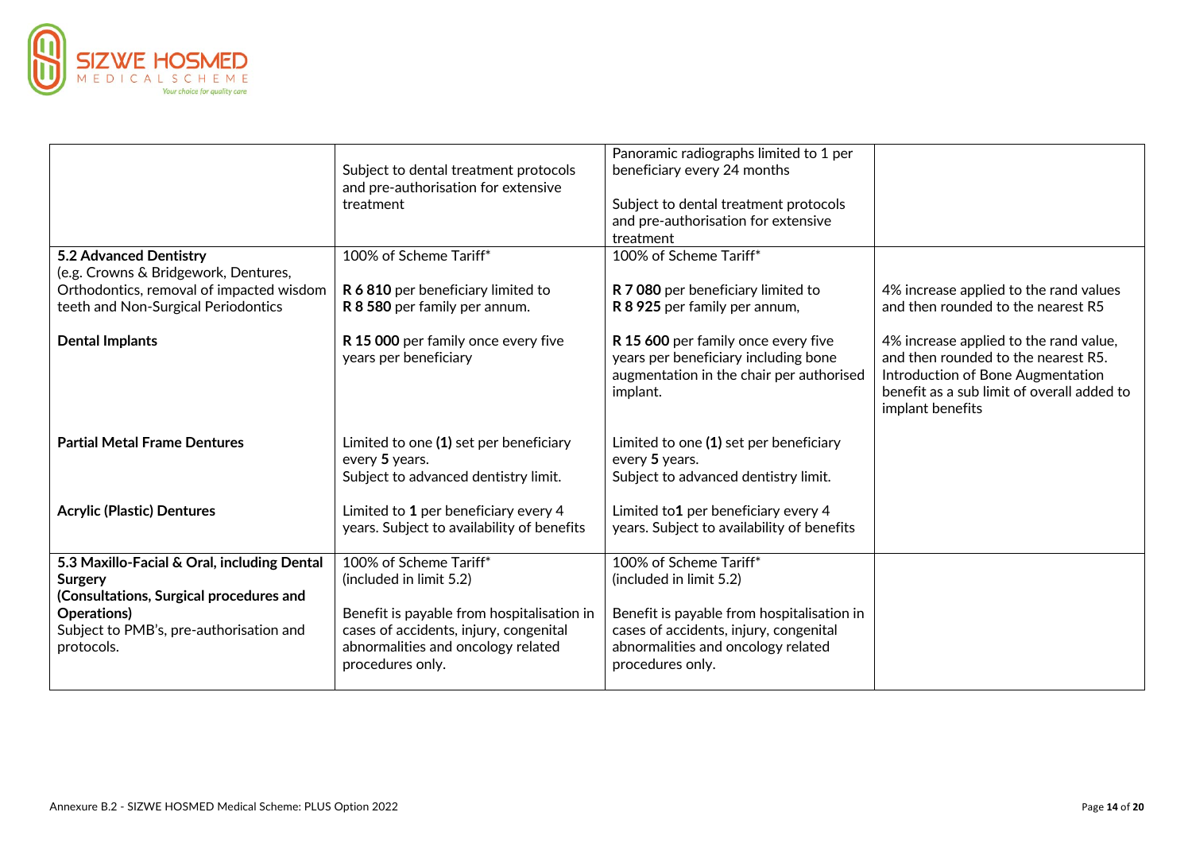| | | | |
|---|---|---|---|
| | Subject to dental treatment protocols and pre-authorisation for extensive treatment | Panoramic radiographs limited to 1 per beneficiary every 24 months<br><br>Subject to dental treatment protocols and pre-authorisation for extensive treatment | |
| **5.2 Advanced Dentistry**<br>(e.g. Crowns & Bridgework, Dentures, Orthodontics, removal of impacted wisdom teeth and Non-Surgical Periodontics)<br><br>**Dental Implants**<br><br>**Partial Metal Frame Dentures**<br><br>**Acrylic (Plastic) Dentures** | 100% of Scheme Tariff*<br><br>**R 6 810** per beneficiary limited to **R 8 580** per family per annum.<br><br>**R 15 000** per family once every five years per beneficiary<br><br>Limited to one **(1)** set per beneficiary every **5** years.<br>Subject to advanced dentistry limit.<br><br>Limited to **1** per beneficiary every 4 years. Subject to availability of benefits | 100% of Scheme Tariff*<br><br>**R 7 080** per beneficiary limited to **R 8 925** per family per annum,<br><br>**R 15 600** per family once every five years per beneficiary including bone augmentation in the chair per authorised implant.<br><br>Limited to one **(1)** set per beneficiary every **5** years.<br>Subject to advanced dentistry limit.<br><br>Limited to**1** per beneficiary every 4 years. Subject to availability of benefits | 4% increase applied to the rand values and then rounded to the nearest R5<br><br>4% increase applied to the rand value, and then rounded to the nearest R5. Introduction of Bone Augmentation benefit as a sub limit of overall added to implant benefits |
| **5.3 Maxillo-Facial & Oral, including Dental Surgery (Consultations, Surgical procedures and Operations)**<br>Subject to PMB's, pre-authorisation and protocols. | 100% of Scheme Tariff*<br>(included in limit 5.2)<br><br>Benefit is payable from hospitalisation in cases of accidents, injury, congenital abnormalities and oncology related procedures only. | 100% of Scheme Tariff*<br>(included in limit 5.2)<br><br>Benefit is payable from hospitalisation in cases of accidents, injury, congenital abnormalities and oncology related procedures only. | |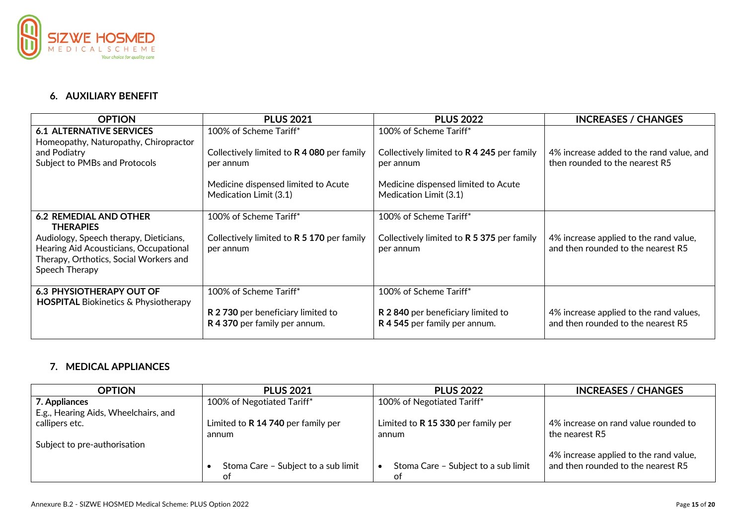## 6. AUXILIARY BENEFIT

| OPTION | PLUS 2021 | PLUS 2022 | INCREASES / CHANGES |
|---|---|---|---|
| **6.1 ALTERNATIVE SERVICES**<br>Homeopathy, Naturopathy, Chiropractor and Podiatry<br>Subject to PMBs and Protocols | 100% of Scheme Tariff*<br><br>Collectively limited to **R 4 080** per family per annum<br><br>Medicine dispensed limited to Acute Medication Limit (3.1) | 100% of Scheme Tariff*<br><br>Collectively limited to **R 4 245** per family per annum<br><br>Medicine dispensed limited to Acute Medication Limit (3.1) | 4% increase added to the rand value, and then rounded to the nearest R5 |
| **6.2 REMEDIAL AND OTHER THERAPIES**<br>Audiology, Speech therapy, Dieticians, Hearing Aid Acousticians, Occupational Therapy, Orthotics, Social Workers and Speech Therapy | 100% of Scheme Tariff*<br><br>Collectively limited to **R 5 170** per family per annum | 100% of Scheme Tariff*<br><br>Collectively limited to **R 5 375** per family per annum | 4% increase applied to the rand value, and then rounded to the nearest R5 |
| **6.3 PHYSIOTHERAPY OUT OF HOSPITAL** Biokinetics & Physiotherapy | 100% of Scheme Tariff*<br><br>**R 2 730** per beneficiary limited to **R 4 370** per family per annum. | 100% of Scheme Tariff*<br><br>**R 2 840** per beneficiary limited to **R 4 545** per family per annum. | 4% increase applied to the rand values, and then rounded to the nearest R5 |

## 7. MEDICAL APPLIANCES

| OPTION | PLUS 2021 | PLUS 2022 | INCREASES / CHANGES |
|---|---|---|---|
| **7. Appliances**<br>E.g., Hearing Aids, Wheelchairs, and callipers etc.<br><br>Subject to pre-authorisation | 100% of Negotiated Tariff*<br><br>Limited to **R 14 740** per family per annum<br><br>• Stoma Care – Subject to a sub limit of | 100% of Negotiated Tariff*<br><br>Limited to **R 15 330** per family per annum<br><br>• Stoma Care – Subject to a sub limit of | 4% increase on rand value rounded to the nearest R5<br><br>4% increase applied to the rand value, and then rounded to the nearest R5 |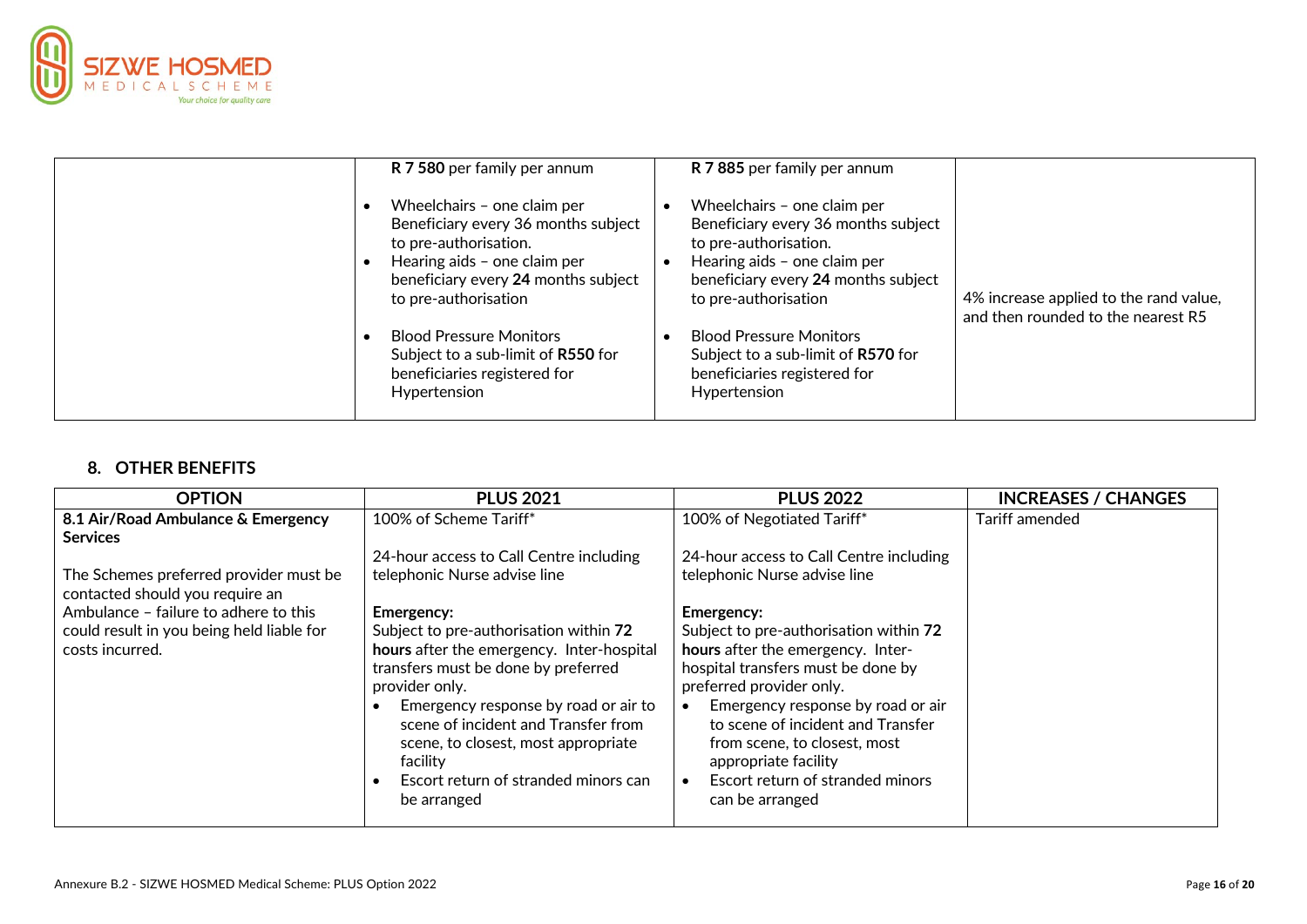| | | | |
|---|---|---|---|
| | **R 7 580** per family per annum<br><br>• Wheelchairs – one claim per Beneficiary every 36 months subject to pre-authorisation.<br>• Hearing aids – one claim per beneficiary every **24** months subject to pre-authorisation<br><br>• Blood Pressure Monitors Subject to a sub-limit of **R550** for beneficiaries registered for Hypertension | **R 7 885** per family per annum<br><br>• Wheelchairs – one claim per Beneficiary every 36 months subject to pre-authorisation.<br>• Hearing aids – one claim per beneficiary every **24** months subject to pre-authorisation<br><br>• Blood Pressure Monitors Subject to a sub-limit of **R570** for beneficiaries registered for Hypertension | 4% increase applied to the rand value, and then rounded to the nearest R5 |

## 8. OTHER BENEFITS

| OPTION | PLUS 2021 | PLUS 2022 | INCREASES / CHANGES |
|---|---|---|---|
| **8.1 Air/Road Ambulance & Emergency Services**<br><br>The Schemes preferred provider must be contacted should you require an Ambulance – failure to adhere to this could result in you being held liable for costs incurred. | 100% of Scheme Tariff*<br><br>24-hour access to Call Centre including telephonic Nurse advise line<br><br>**Emergency:**<br>Subject to pre-authorisation within **72 hours** after the emergency. Inter-hospital transfers must be done by preferred provider only.<br>• Emergency response by road or air to scene of incident and Transfer from scene, to closest, most appropriate facility<br>• Escort return of stranded minors can be arranged | 100% of Negotiated Tariff*<br><br>24-hour access to Call Centre including telephonic Nurse advise line<br><br>**Emergency:**<br>Subject to pre-authorisation within **72 hours** after the emergency. Inter-hospital transfers must be done by preferred provider only.<br>• Emergency response by road or air to scene of incident and Transfer from scene, to closest, most appropriate facility<br>• Escort return of stranded minors can be arranged | Tariff amended |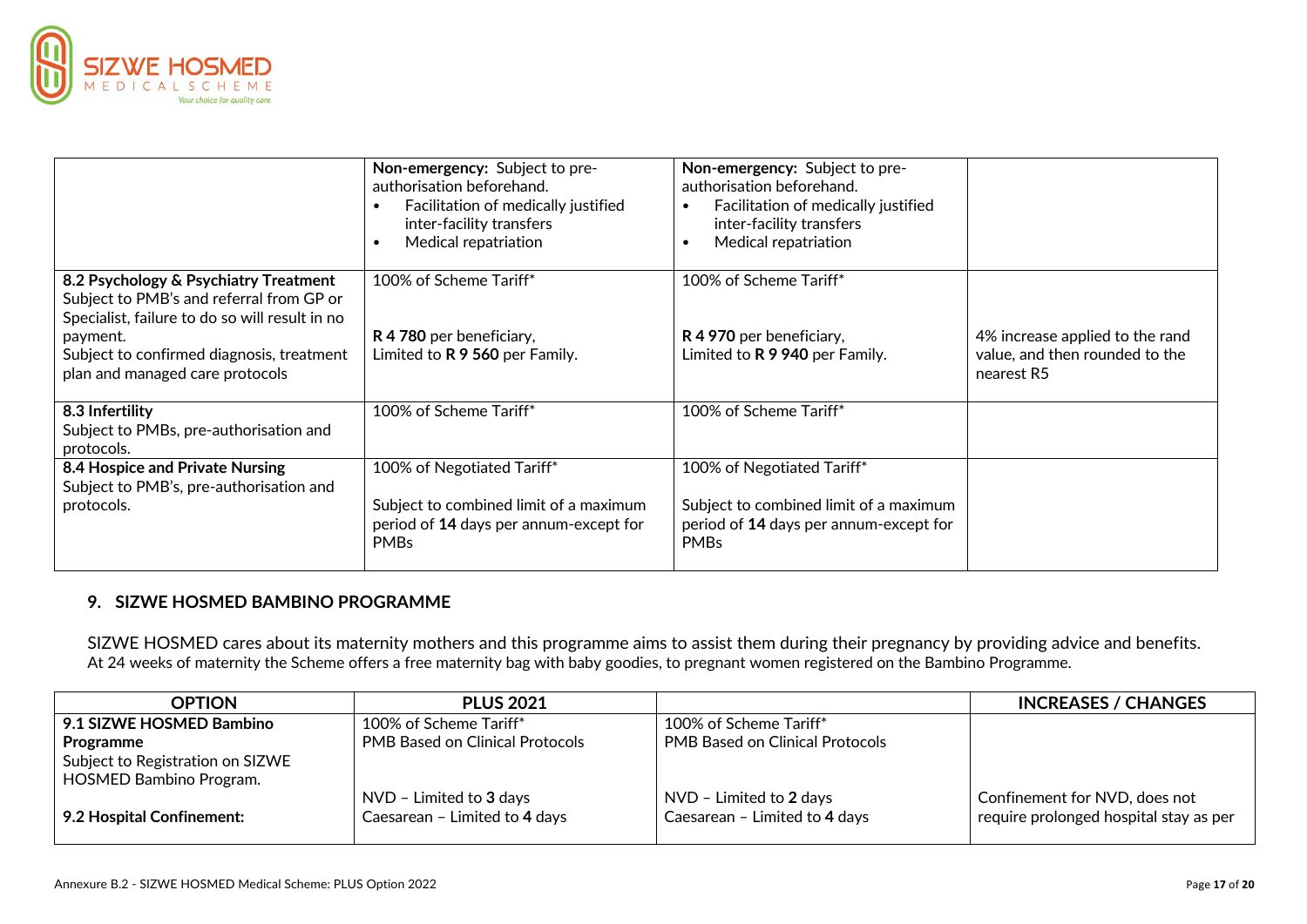| | | | |
|---|---|---|---|
| | **Non-emergency:** Subject to pre-authorisation beforehand.<br>• Facilitation of medically justified inter-facility transfers<br>• Medical repatriation | **Non-emergency:** Subject to pre-authorisation beforehand.<br>• Facilitation of medically justified inter-facility transfers<br>• Medical repatriation | |
| **8.2 Psychology & Psychiatry Treatment**<br>Subject to PMB's and referral from GP or Specialist, failure to do so will result in no payment.<br>Subject to confirmed diagnosis, treatment plan and managed care protocols | 100% of Scheme Tariff*<br><br>**R 4 780** per beneficiary,<br>Limited to **R 9 560** per Family. | 100% of Scheme Tariff*<br><br>**R 4 970** per beneficiary,<br>Limited to **R 9 940** per Family. | 4% increase applied to the rand value, and then rounded to the nearest R5 |
| **8.3 Infertility**<br>Subject to PMBs, pre-authorisation and protocols. | 100% of Scheme Tariff* | 100% of Scheme Tariff* | |
| **8.4 Hospice and Private Nursing**<br>Subject to PMB's, pre-authorisation and protocols. | 100% of Negotiated Tariff*<br><br>Subject to combined limit of a maximum period of **14** days per annum-except for PMBs | 100% of Negotiated Tariff*<br><br>Subject to combined limit of a maximum period of **14** days per annum-except for PMBs | |

## 9. SIZWE HOSMED BAMBINO PROGRAMME

SIZWE HOSMED cares about its maternity mothers and this programme aims to assist them during their pregnancy by providing advice and benefits.
At 24 weeks of maternity the Scheme offers a free maternity bag with baby goodies, to pregnant women registered on the Bambino Programme.

| OPTION | PLUS 2021 | | INCREASES / CHANGES |
|---|---|---|---|
| **9.1 SIZWE HOSMED Bambino Programme**<br>Subject to Registration on SIZWE HOSMED Bambino Program. | 100% of Scheme Tariff*<br>PMB Based on Clinical Protocols | 100% of Scheme Tariff*<br>PMB Based on Clinical Protocols | |
| **9.2 Hospital Confinement:** | NVD – Limited to **3** days<br>Caesarean – Limited to **4** days | NVD – Limited to **2** days<br>Caesarean – Limited to **4** days | Confinement for NVD, does not require prolonged hospital stay as per |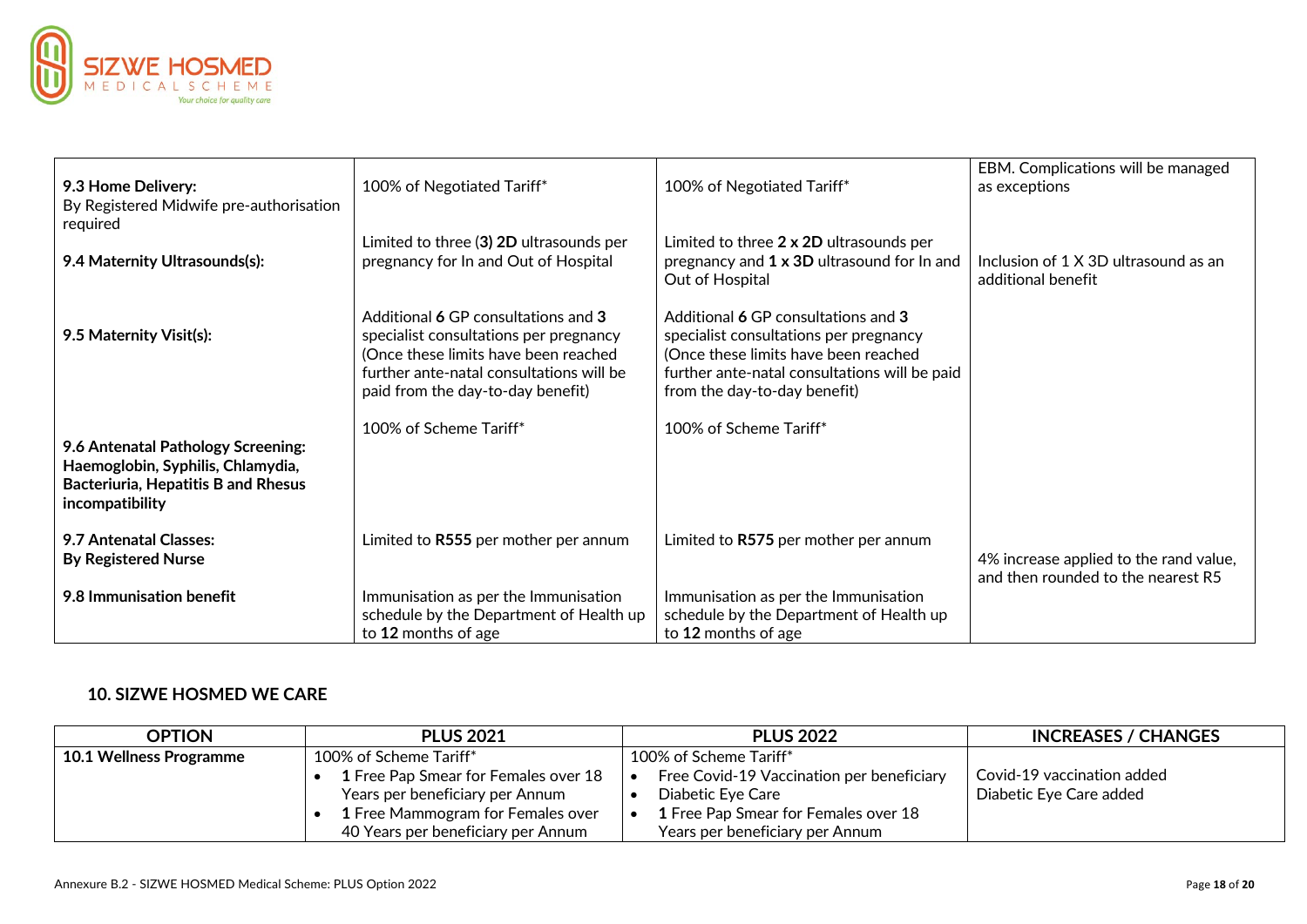| | | | |
|---|---|---|---|
| **9.3 Home Delivery:** By Registered Midwife pre-authorisation required | 100% of Negotiated Tariff* | 100% of Negotiated Tariff* | EBM. Complications will be managed as exceptions |
| **9.4 Maternity Ultrasounds(s):** | Limited to three (**3**) **2D** ultrasounds per pregnancy for In and Out of Hospital | Limited to three **2 x 2D** ultrasounds per pregnancy and **1 x 3D** ultrasound for In and Out of Hospital | Inclusion of 1 X 3D ultrasound as an additional benefit |
| **9.5 Maternity Visit(s):** | Additional **6** GP consultations and **3** specialist consultations per pregnancy (Once these limits have been reached further ante-natal consultations will be paid from the day-to-day benefit) | Additional **6** GP consultations and **3** specialist consultations per pregnancy (Once these limits have been reached further ante-natal consultations will be paid from the day-to-day benefit) | |
| **9.6 Antenatal Pathology Screening: Haemoglobin, Syphilis, Chlamydia, Bacteriuria, Hepatitis B and Rhesus incompatibility** | 100% of Scheme Tariff* | 100% of Scheme Tariff* | |
| **9.7 Antenatal Classes: By Registered Nurse** | Limited to **R555** per mother per annum | Limited to **R575** per mother per annum | 4% increase applied to the rand value, and then rounded to the nearest R5 |
| **9.8 Immunisation benefit** | Immunisation as per the Immunisation schedule by the Department of Health up to **12** months of age | Immunisation as per the Immunisation schedule by the Department of Health up to **12** months of age | |

## 10. SIZWE HOSMED WE CARE

| OPTION | PLUS 2021 | PLUS 2022 | INCREASES / CHANGES |
|---|---|---|---|
| **10.1 Wellness Programme** | 100% of Scheme Tariff*<br>• **1** Free Pap Smear for Females over 18 Years per beneficiary per Annum<br>• **1** Free Mammogram for Females over 40 Years per beneficiary per Annum | 100% of Scheme Tariff*<br>• Free Covid-19 Vaccination per beneficiary<br>• Diabetic Eye Care<br>• **1** Free Pap Smear for Females over 18 Years per beneficiary per Annum | Covid-19 vaccination added<br>Diabetic Eye Care added |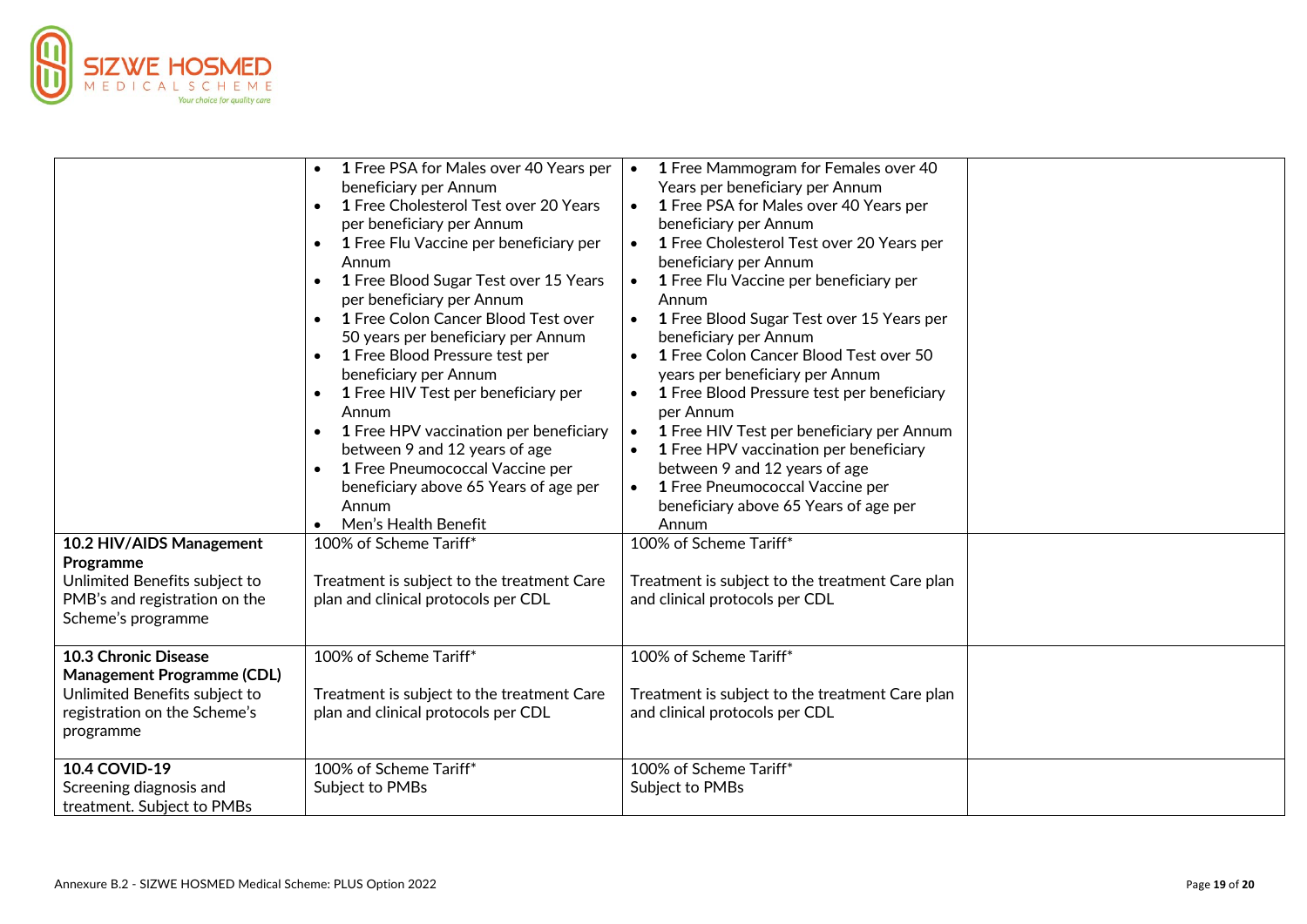| | | | |
|---|---|---|---|
| | • **1** Free PSA for Males over 40 Years per beneficiary per Annum<br>• **1** Free Cholesterol Test over 20 Years per beneficiary per Annum<br>• **1** Free Flu Vaccine per beneficiary per Annum<br>• **1** Free Blood Sugar Test over 15 Years per beneficiary per Annum<br>• **1** Free Colon Cancer Blood Test over 50 years per beneficiary per Annum<br>• **1** Free Blood Pressure test per beneficiary per Annum<br>• **1** Free HIV Test per beneficiary per Annum<br>• **1** Free HPV vaccination per beneficiary between 9 and 12 years of age<br>• **1** Free Pneumococcal Vaccine per beneficiary above 65 Years of age per Annum<br>• Men's Health Benefit | • **1** Free Mammogram for Females over 40 Years per beneficiary per Annum<br>• **1** Free PSA for Males over 40 Years per beneficiary per Annum<br>• **1** Free Cholesterol Test over 20 Years per beneficiary per Annum<br>• **1** Free Flu Vaccine per beneficiary per Annum<br>• **1** Free Blood Sugar Test over 15 Years per beneficiary per Annum<br>• **1** Free Colon Cancer Blood Test over 50 years per beneficiary per Annum<br>• **1** Free Blood Pressure test per beneficiary per Annum<br>• **1** Free HIV Test per beneficiary per Annum<br>• **1** Free HPV vaccination per beneficiary between 9 and 12 years of age<br>• **1** Free Pneumococcal Vaccine per beneficiary above 65 Years of age per Annum | |
| **10.2 HIV/AIDS Management Programme**<br>Unlimited Benefits subject to PMB's and registration on the Scheme's programme | 100% of Scheme Tariff*<br><br>Treatment is subject to the treatment Care plan and clinical protocols per CDL | 100% of Scheme Tariff*<br><br>Treatment is subject to the treatment Care plan and clinical protocols per CDL | |
| **10.3 Chronic Disease Management Programme (CDL)**<br>Unlimited Benefits subject to registration on the Scheme's programme | 100% of Scheme Tariff*<br><br>Treatment is subject to the treatment Care plan and clinical protocols per CDL | 100% of Scheme Tariff*<br><br>Treatment is subject to the treatment Care plan and clinical protocols per CDL | |
| **10.4 COVID-19**<br>Screening diagnosis and treatment. Subject to PMBs | 100% of Scheme Tariff*<br>Subject to PMBs | 100% of Scheme Tariff*<br>Subject to PMBs | |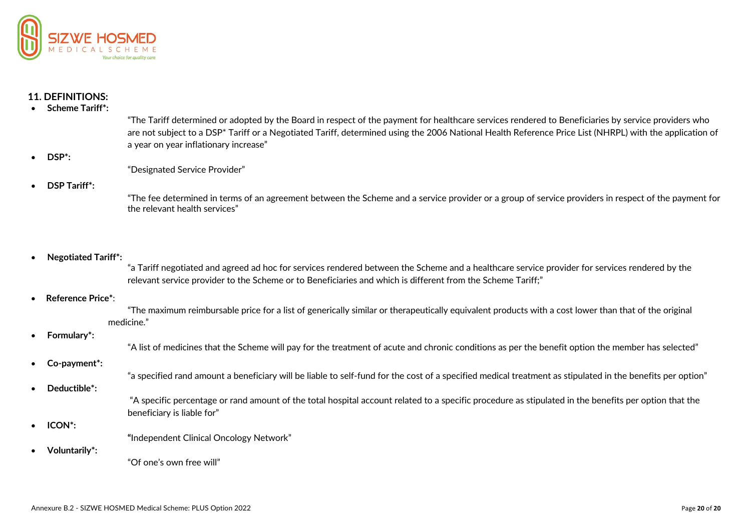## 11. DEFINITIONS:

- **Scheme Tariff*:**

  "The Tariff determined or adopted by the Board in respect of the payment for healthcare services rendered to Beneficiaries by service providers who are not subject to a DSP* Tariff or a Negotiated Tariff, determined using the 2006 National Health Reference Price List (NHRPL) with the application of a year on year inflationary increase"

- **DSP*:**

  "Designated Service Provider"

- **DSP Tariff*:**

  "The fee determined in terms of an agreement between the Scheme and a service provider or a group of service providers in respect of the payment for the relevant health services"

- **Negotiated Tariff*:**

  "a Tariff negotiated and agreed ad hoc for services rendered between the Scheme and a healthcare service provider for services rendered by the relevant service provider to the Scheme or to Beneficiaries and which is different from the Scheme Tariff;"

- **Reference Price***:

  "The maximum reimbursable price for a list of generically similar or therapeutically equivalent products with a cost lower than that of the original medicine."

- **Formulary*:**

  "A list of medicines that the Scheme will pay for the treatment of acute and chronic conditions as per the benefit option the member has selected"

- **Co-payment*:**

  "a specified rand amount a beneficiary will be liable to self-fund for the cost of a specified medical treatment as stipulated in the benefits per option"

- **Deductible*:**

  "A specific percentage or rand amount of the total hospital account related to a specific procedure as stipulated in the benefits per option that the beneficiary is liable for"

- **ICON*:**

  "Independent Clinical Oncology Network"

- **Voluntarily*:**

  "Of one's own free will"